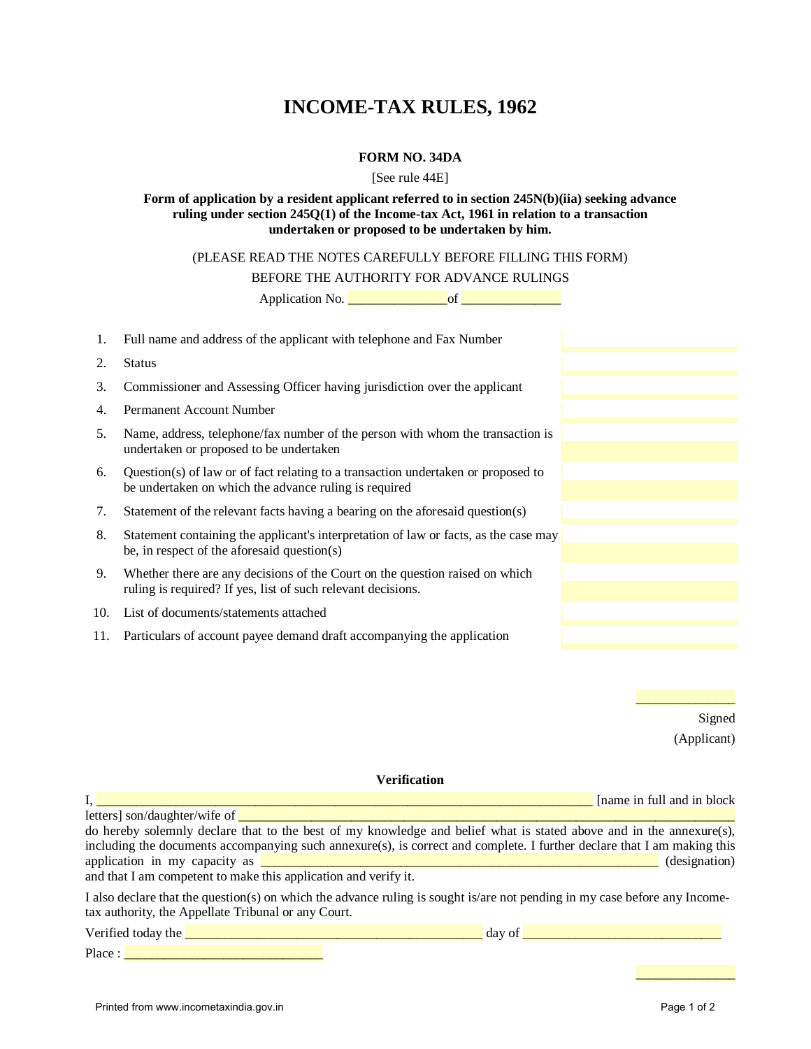# INCOME-TAX RULES, 1962

**FORM NO. 34DA**

[See rule 44E]

**Form of application by a resident applicant referred to in section 245N(b)(iia) seeking advance ruling under section 245Q(1) of the Income-tax Act, 1961 in relation to a transaction undertaken or proposed to be undertaken by him.**

(PLEASE READ THE NOTES CAREFULLY BEFORE FILLING THIS FORM)

BEFORE THE AUTHORITY FOR ADVANCE RULINGS

Application No. _______________of _______________

1. Full name and address of the applicant with telephone and Fax Number
2. Status
3. Commissioner and Assessing Officer having jurisdiction over the applicant
4. Permanent Account Number
5. Name, address, telephone/fax number of the person with whom the transaction is undertaken or proposed to be undertaken
6. Question(s) of law or of fact relating to a transaction undertaken or proposed to be undertaken on which the advance ruling is required
7. Statement of the relevant facts having a bearing on the aforesaid question(s)
8. Statement containing the applicant's interpretation of law or facts, as the case may be, in respect of the aforesaid question(s)
9. Whether there are any decisions of the Court on the question raised on which ruling is required? If yes, list of such relevant decisions.
10. List of documents/statements attached
11. Particulars of account payee demand draft accompanying the application

_______________

Signed

(Applicant)

**Verification**

I, ________________________________________________________________________________ [name in full and in block letters] son/daughter/wife of ________________________________________________________________________________ do hereby solemnly declare that to the best of my knowledge and belief what is stated above and in the annexure(s), including the documents accompanying such annexure(s), is correct and complete. I further declare that I am making this application in my capacity as ________________________________________________________________ (designation) and that I am competent to make this application and verify it.

I also declare that the question(s) on which the advance ruling is sought is/are not pending in my case before any Income-tax authority, the Appellate Tribunal or any Court.

Verified today the ________________________________________________ day of ________________________________

Place : ________________________________

_______________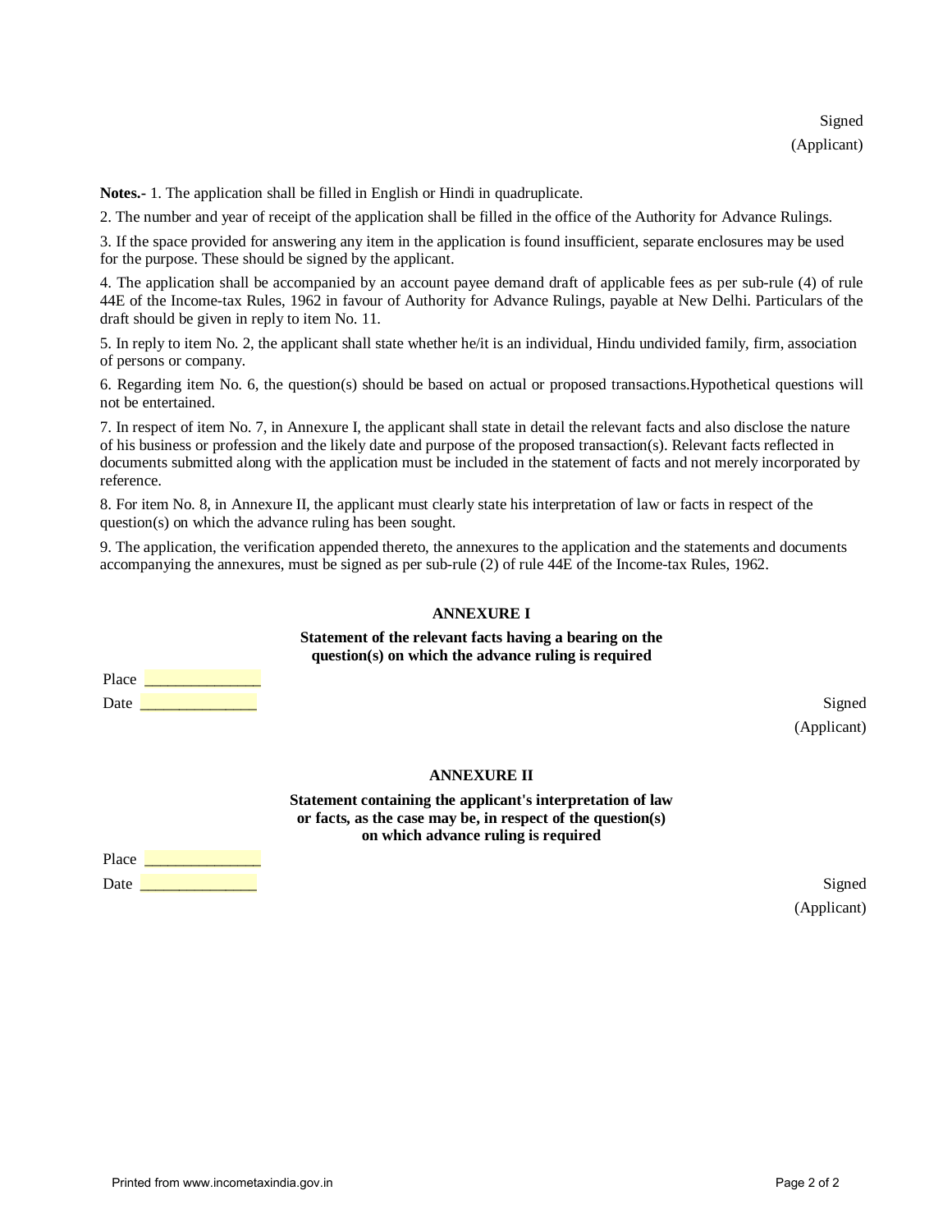Signed
(Applicant)

**Notes.-** 1. The application shall be filled in English or Hindi in quadruplicate.

2. The number and year of receipt of the application shall be filled in the office of the Authority for Advance Rulings.

3. If the space provided for answering any item in the application is found insufficient, separate enclosures may be used for the purpose. These should be signed by the applicant.

4. The application shall be accompanied by an account payee demand draft of applicable fees as per sub-rule (4) of rule 44E of the Income-tax Rules, 1962 in favour of Authority for Advance Rulings, payable at New Delhi. Particulars of the draft should be given in reply to item No. 11.

5. In reply to item No. 2, the applicant shall state whether he/it is an individual, Hindu undivided family, firm, association of persons or company.

6. Regarding item No. 6, the question(s) should be based on actual or proposed transactions.Hypothetical questions will not be entertained.

7. In respect of item No. 7, in Annexure I, the applicant shall state in detail the relevant facts and also disclose the nature of his business or profession and the likely date and purpose of the proposed transaction(s). Relevant facts reflected in documents submitted along with the application must be included in the statement of facts and not merely incorporated by reference.

8. For item No. 8, in Annexure II, the applicant must clearly state his interpretation of law or facts in respect of the question(s) on which the advance ruling has been sought.

9. The application, the verification appended thereto, the annexures to the application and the statements and documents accompanying the annexures, must be signed as per sub-rule (2) of rule 44E of the Income-tax Rules, 1962.

## ANNEXURE I

**Statement of the relevant facts having a bearing on the question(s) on which the advance ruling is required**

Place _______________

Date _______________

Signed
(Applicant)

## ANNEXURE II

**Statement containing the applicant's interpretation of law or facts, as the case may be, in respect of the question(s) on which advance ruling is required**

Place _______________

Date _______________

Signed
(Applicant)